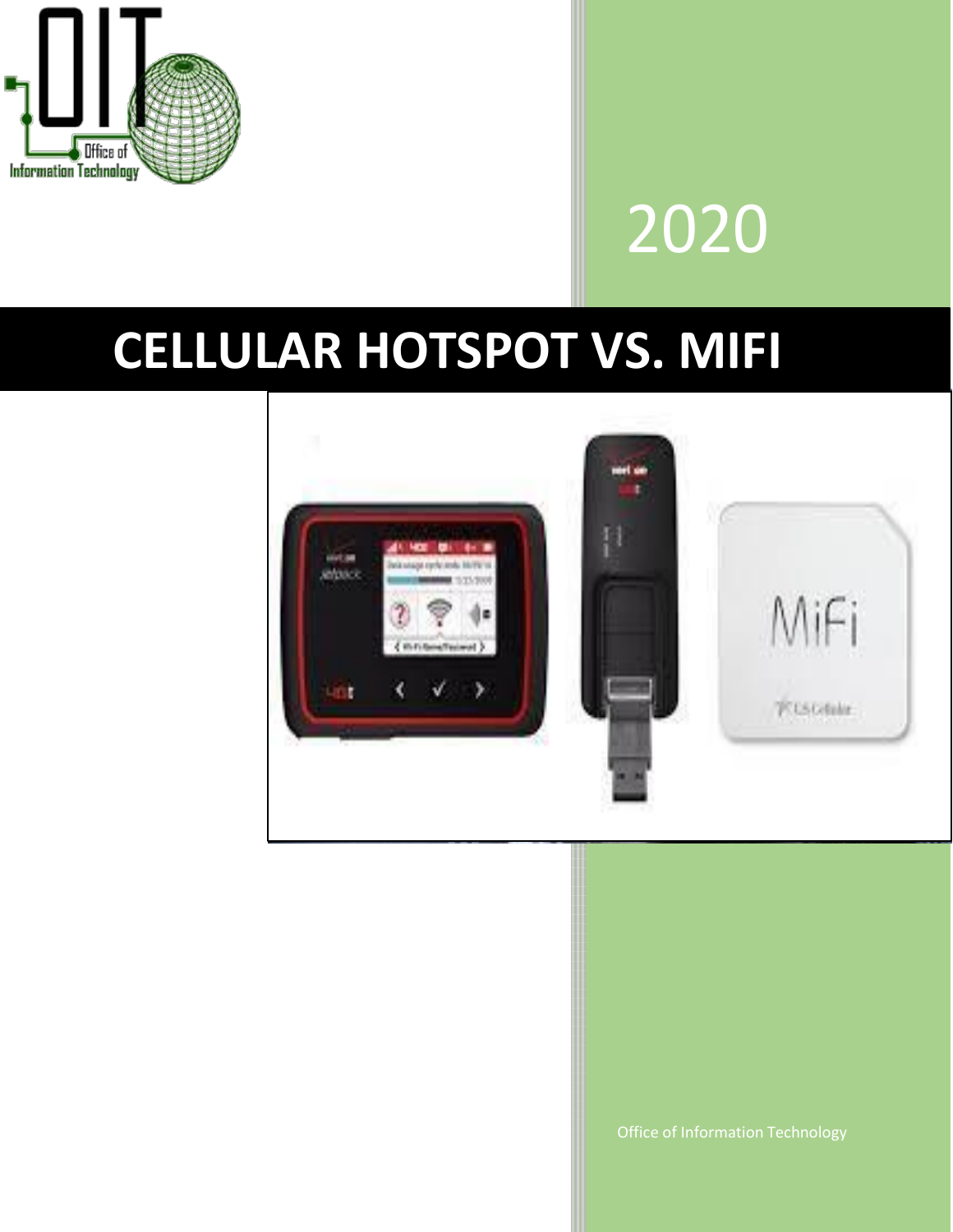2020

# CELLULAR HOTSPOT VS. MIFI

Office of Information Technology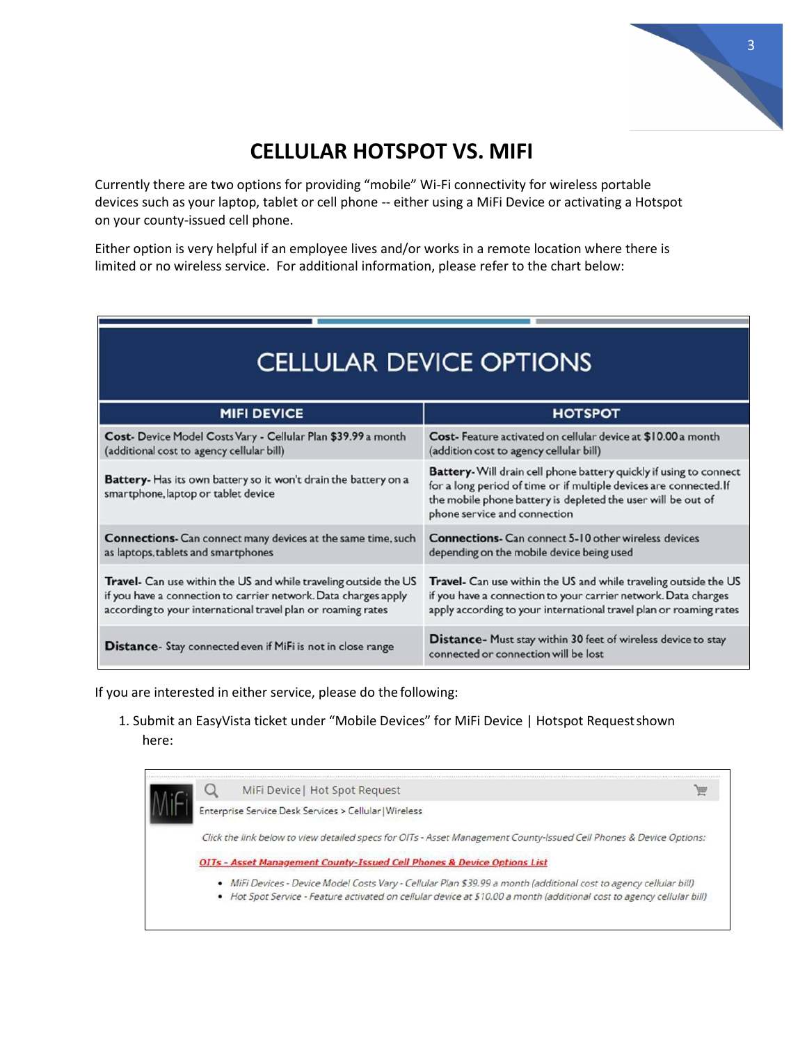# CELLULAR HOTSPOT VS. MIFI

Currently there are two options for providing "mobile" Wi-Fi connectivity for wireless portable devices such as your laptop, tablet or cell phone -- either using a MiFi Device or activating a Hotspot on your county-issued cell phone.

Either option is very helpful if an employee lives and/or works in a remote location where there is limited or no wireless service. For additional information, please refer to the chart below:

| CELLULAR DEVICE OPTIONS | |
|---|---|
| **MIFI DEVICE** | **HOTSPOT** |
| **Cost**- Device Model Costs Vary - Cellular Plan $39.99 a month (additional cost to agency cellular bill) | **Cost**- Feature activated on cellular device at $10.00 a month (addition cost to agency cellular bill) |
| **Battery**- Has its own battery so it won't drain the battery on a smartphone, laptop or tablet device | **Battery**- Will drain cell phone battery quickly if using to connect for a long period of time or if multiple devices are connected. If the mobile phone battery is depleted the user will be out of phone service and connection |
| **Connections**- Can connect many devices at the same time, such as laptops, tablets and smartphones | **Connections**- Can connect 5-10 other wireless devices depending on the mobile device being used |
| **Travel**- Can use within the US and while traveling outside the US if you have a connection to carrier network. Data charges apply according to your international travel plan or roaming rates | **Travel**- Can use within the US and while traveling outside the US if you have a connection to your carrier network. Data charges apply according to your international travel plan or roaming rates |
| **Distance**- Stay connected even if MiFi is not in close range | **Distance**- Must stay within 30 feet of wireless device to stay connected or connection will be lost |

If you are interested in either service, please do the following:

1. Submit an EasyVista ticket under "Mobile Devices" for MiFi Device | Hotspot Request shown here:

MiFi Device | Hot Spot Request

Enterprise Service Desk Services > Cellular | Wireless

*Click the link below to view detailed specs for OITs - Asset Management County-Issued Cell Phones & Device Options:*

***OITs - Asset Management County-Issued Cell Phones & Device Options List***

- *MiFi Devices - Device Model Costs Vary - Cellular Plan $39.99 a month (additional cost to agency cellular bill)*
- *Hot Spot Service - Feature activated on cellular device at $10.00 a month (additional cost to agency cellular bill)*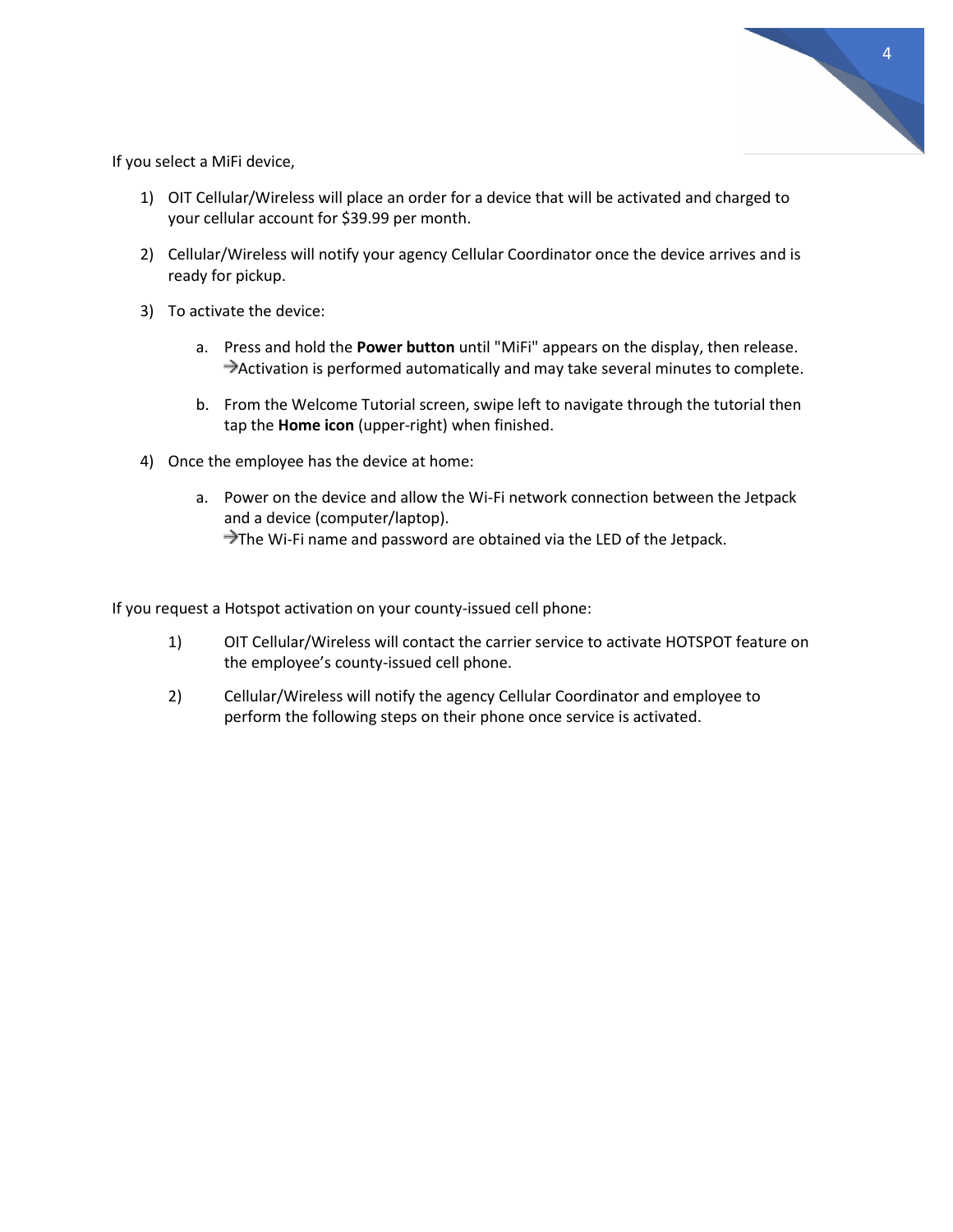If you select a MiFi device,

1) OIT Cellular/Wireless will place an order for a device that will be activated and charged to your cellular account for $39.99 per month.

2) Cellular/Wireless will notify your agency Cellular Coordinator once the device arrives and is ready for pickup.

3) To activate the device:

   a. Press and hold the **Power button** until "MiFi" appears on the display, then release.
      ➔Activation is performed automatically and may take several minutes to complete.

   b. From the Welcome Tutorial screen, swipe left to navigate through the tutorial then tap the **Home icon** (upper-right) when finished.

4) Once the employee has the device at home:

   a. Power on the device and allow the Wi-Fi network connection between the Jetpack and a device (computer/laptop).
      ➔The Wi-Fi name and password are obtained via the LED of the Jetpack.

If you request a Hotspot activation on your county-issued cell phone:

1) OIT Cellular/Wireless will contact the carrier service to activate HOTSPOT feature on the employee's county-issued cell phone.

2) Cellular/Wireless will notify the agency Cellular Coordinator and employee to perform the following steps on their phone once service is activated.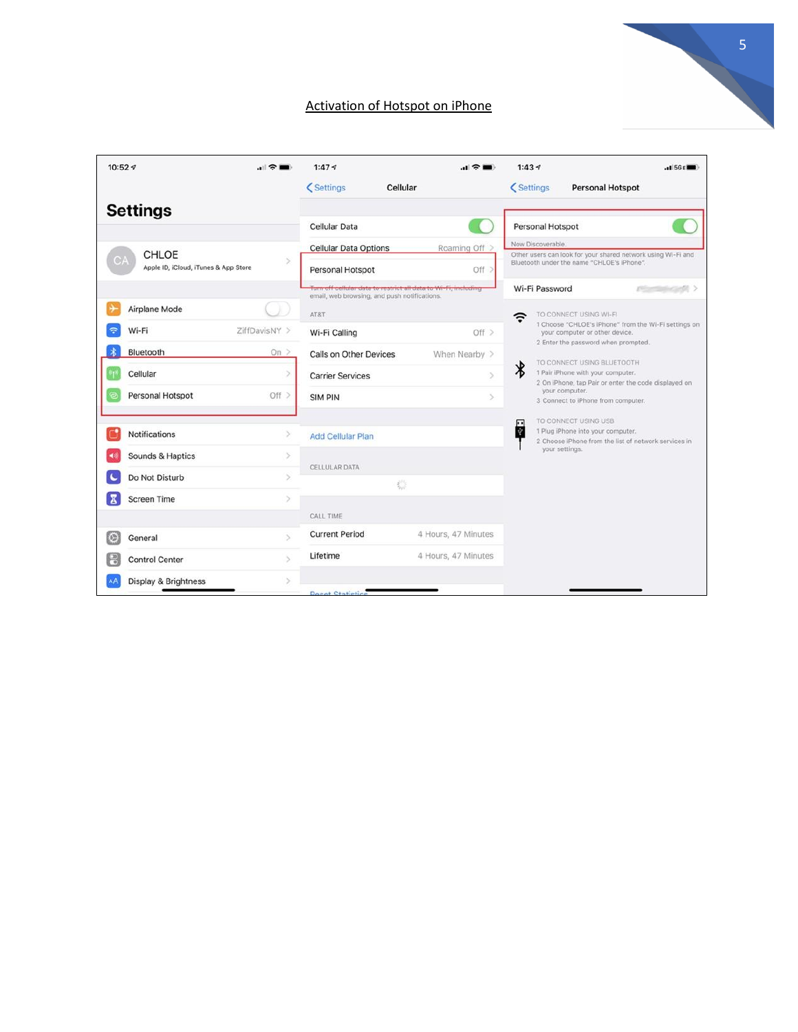# Activation of Hotspot on iPhone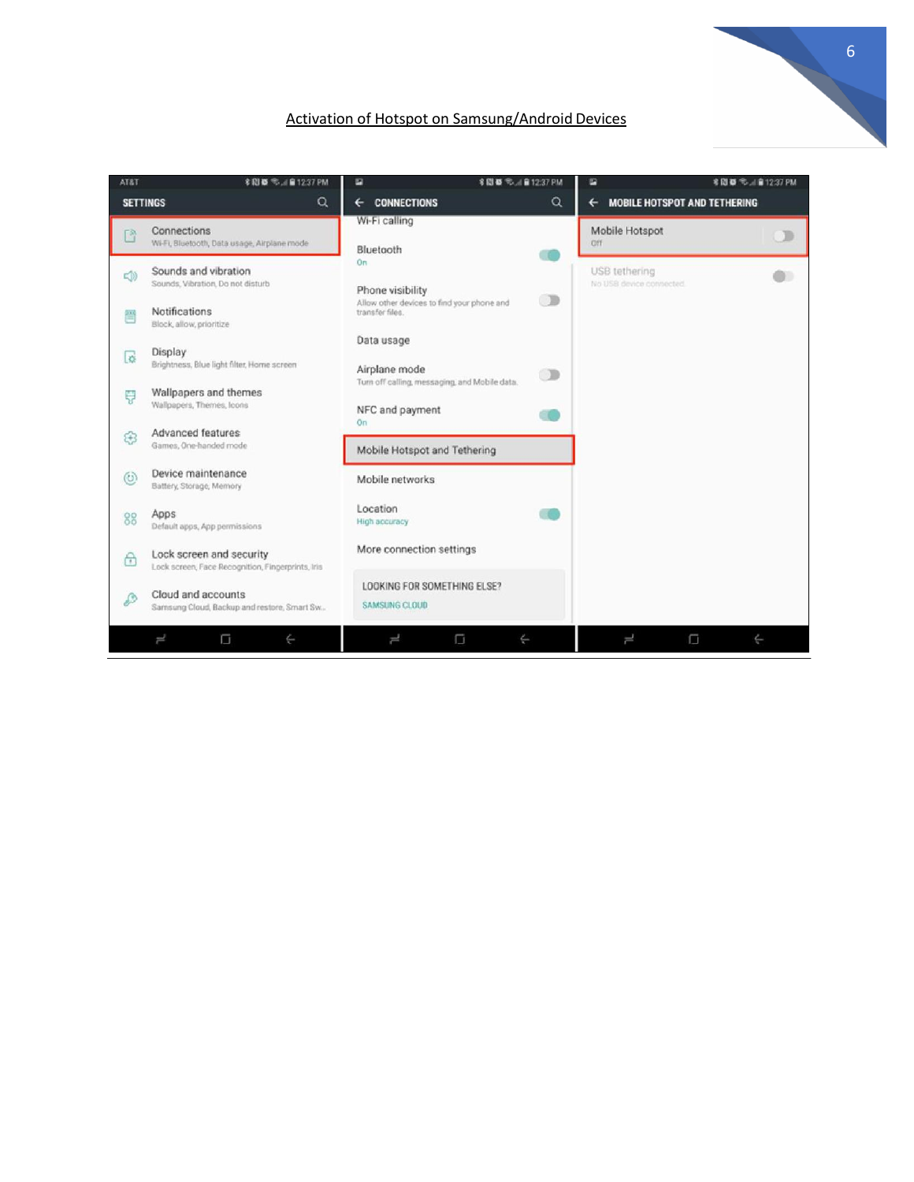Activation of Hotspot on Samsung/Android Devices